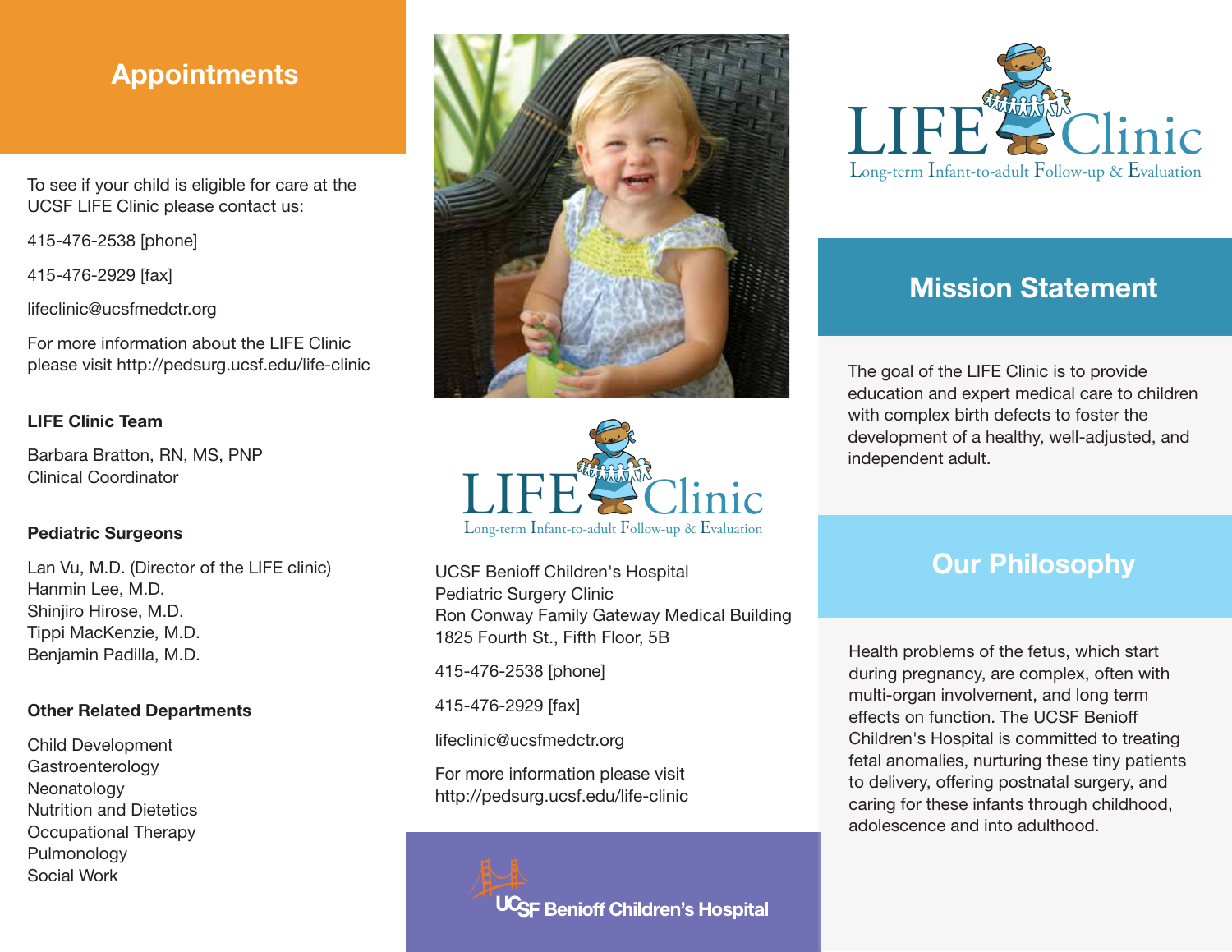## Appointments

To see if your child is eligible for care at the UCSF LIFE Clinic please contact us:

415-476-2538 [phone]

415-476-2929 [fax]

lifeclinic@ucsfmedctr.org

For more information about the LIFE Clinic please visit http://pedsurg.ucsf.edu/life-clinic

**LIFE Clinic Team**

Barbara Bratton, RN, MS, PNP
Clinical Coordinator

**Pediatric Surgeons**

Lan Vu, M.D. (Director of the LIFE clinic)
Hanmin Lee, M.D.
Shinjiro Hirose, M.D.
Tippi MacKenzie, M.D.
Benjamin Padilla, M.D.

**Other Related Departments**

Child Development
Gastroenterology
Neonatology
Nutrition and Dietetics
Occupational Therapy
Pulmonology
Social Work

LIFE Clinic
Long-term Infant-to-adult Follow-up & Evaluation

UCSF Benioff Children's Hospital
Pediatric Surgery Clinic
Ron Conway Family Gateway Medical Building
1825 Fourth St., Fifth Floor, 5B

415-476-2538 [phone]

415-476-2929 [fax]

lifeclinic@ucsfmedctr.org

For more information please visit
http://pedsurg.ucsf.edu/life-clinic

UCSF Benioff Children's Hospital

# LIFE Clinic
Long-term Infant-to-adult Follow-up & Evaluation

## Mission Statement

The goal of the LIFE Clinic is to provide education and expert medical care to children with complex birth defects to foster the development of a healthy, well-adjusted, and independent adult.

## Our Philosophy

Health problems of the fetus, which start during pregnancy, are complex, often with multi-organ involvement, and long term effects on function. The UCSF Benioff Children's Hospital is committed to treating fetal anomalies, nurturing these tiny patients to delivery, offering postnatal surgery, and caring for these infants through childhood, adolescence and into adulthood.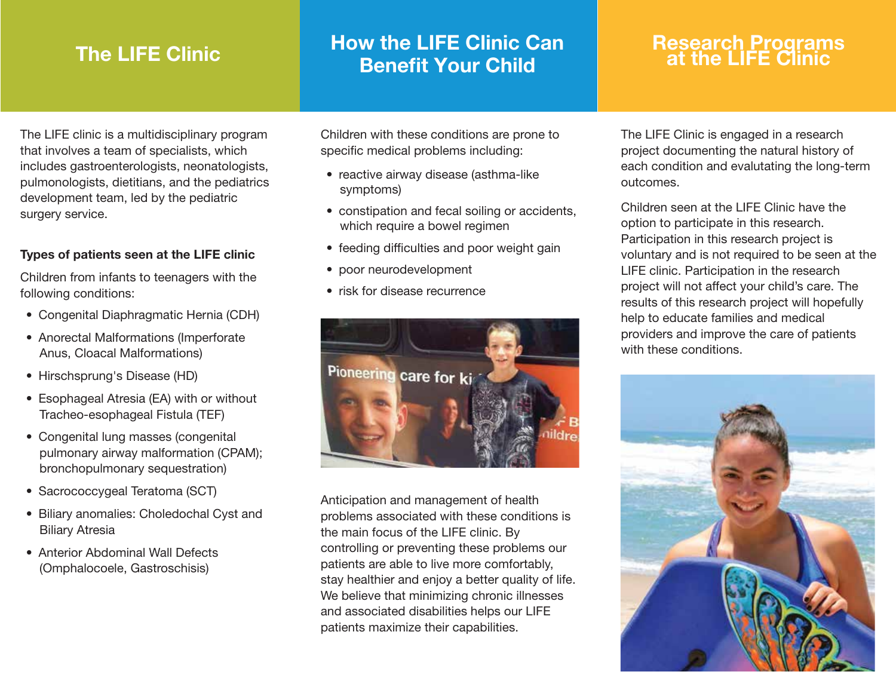## The LIFE Clinic

The LIFE clinic is a multidisciplinary program that involves a team of specialists, which includes gastroenterologists, neonatologists, pulmonologists, dietitians, and the pediatrics development team, led by the pediatric surgery service.

**Types of patients seen at the LIFE clinic**

Children from infants to teenagers with the following conditions:

- Congenital Diaphragmatic Hernia (CDH)
- Anorectal Malformations (Imperforate Anus, Cloacal Malformations)
- Hirschsprung's Disease (HD)
- Esophageal Atresia (EA) with or without Tracheo-esophageal Fistula (TEF)
- Congenital lung masses (congenital pulmonary airway malformation (CPAM); bronchopulmonary sequestration)
- Sacrococcygeal Teratoma (SCT)
- Biliary anomalies: Choledochal Cyst and Biliary Atresia
- Anterior Abdominal Wall Defects (Omphalocoele, Gastroschisis)

## How the LIFE Clinic Can Benefit Your Child

Children with these conditions are prone to specific medical problems including:

- reactive airway disease (asthma-like symptoms)
- constipation and fecal soiling or accidents, which require a bowel regimen
- feeding difficulties and poor weight gain
- poor neurodevelopment
- risk for disease recurrence

Anticipation and management of health problems associated with these conditions is the main focus of the LIFE clinic. By controlling or preventing these problems our patients are able to live more comfortably, stay healthier and enjoy a better quality of life. We believe that minimizing chronic illnesses and associated disabilities helps our LIFE patients maximize their capabilities.

## Research Programs at the LIFE Clinic

The LIFE Clinic is engaged in a research project documenting the natural history of each condition and evalutating the long-term outcomes.

Children seen at the LIFE Clinic have the option to participate in this research. Participation in this research project is voluntary and is not required to be seen at the LIFE clinic. Participation in the research project will not affect your child's care. The results of this research project will hopefully help to educate families and medical providers and improve the care of patients with these conditions.